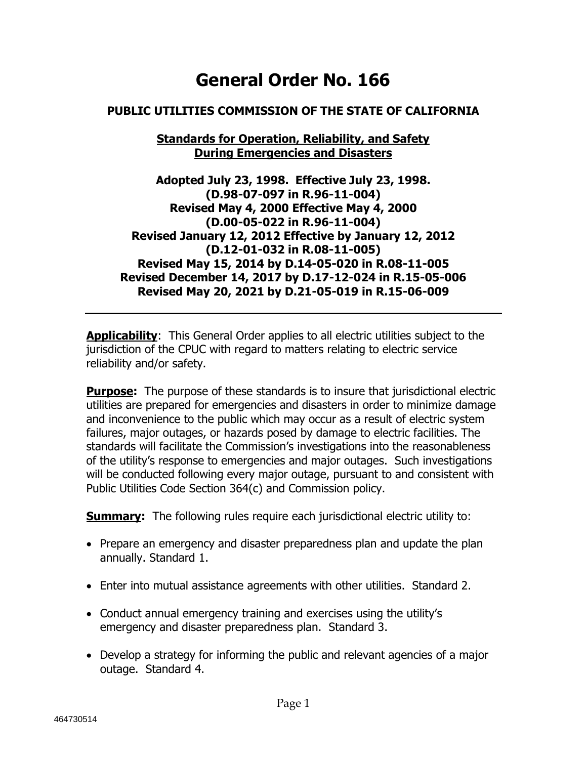# General Order No. 166

## PUBLIC UTILITIES COMMISSION OF THE STATE OF CALIFORNIA

### Standards for Operation, Reliability, and Safety During Emergencies and Disasters

**Adopted July 23, 1998. Effective July 23, 1998.**
**(D.98-07-097 in R.96-11-004)**
**Revised May 4, 2000 Effective May 4, 2000**
**(D.00-05-022 in R.96-11-004)**
**Revised January 12, 2012 Effective by January 12, 2012**
**(D.12-01-032 in R.08-11-005)**
**Revised May 15, 2014 by D.14-05-020 in R.08-11-005**
**Revised December 14, 2017 by D.17-12-024 in R.15-05-006**
**Revised May 20, 2021 by D.21-05-019 in R.15-06-009**

---

**Applicability**: This General Order applies to all electric utilities subject to the jurisdiction of the CPUC with regard to matters relating to electric service reliability and/or safety.

**Purpose:** The purpose of these standards is to insure that jurisdictional electric utilities are prepared for emergencies and disasters in order to minimize damage and inconvenience to the public which may occur as a result of electric system failures, major outages, or hazards posed by damage to electric facilities. The standards will facilitate the Commission's investigations into the reasonableness of the utility's response to emergencies and major outages. Such investigations will be conducted following every major outage, pursuant to and consistent with Public Utilities Code Section 364(c) and Commission policy.

**Summary:** The following rules require each jurisdictional electric utility to:

- Prepare an emergency and disaster preparedness plan and update the plan annually. Standard 1.
- Enter into mutual assistance agreements with other utilities. Standard 2.
- Conduct annual emergency training and exercises using the utility's emergency and disaster preparedness plan. Standard 3.
- Develop a strategy for informing the public and relevant agencies of a major outage. Standard 4.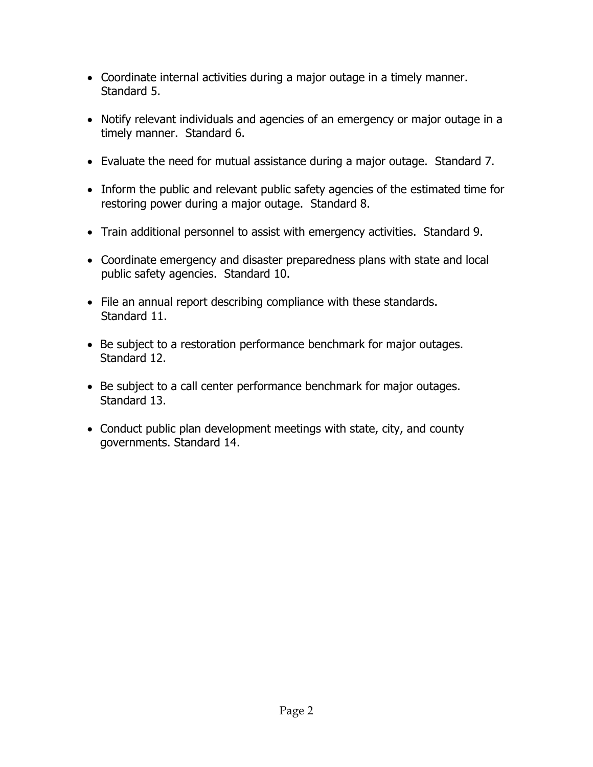- Coordinate internal activities during a major outage in a timely manner. Standard 5.

- Notify relevant individuals and agencies of an emergency or major outage in a timely manner. Standard 6.

- Evaluate the need for mutual assistance during a major outage. Standard 7.

- Inform the public and relevant public safety agencies of the estimated time for restoring power during a major outage. Standard 8.

- Train additional personnel to assist with emergency activities. Standard 9.

- Coordinate emergency and disaster preparedness plans with state and local public safety agencies. Standard 10.

- File an annual report describing compliance with these standards. Standard 11.

- Be subject to a restoration performance benchmark for major outages. Standard 12.

- Be subject to a call center performance benchmark for major outages. Standard 13.

- Conduct public plan development meetings with state, city, and county governments. Standard 14.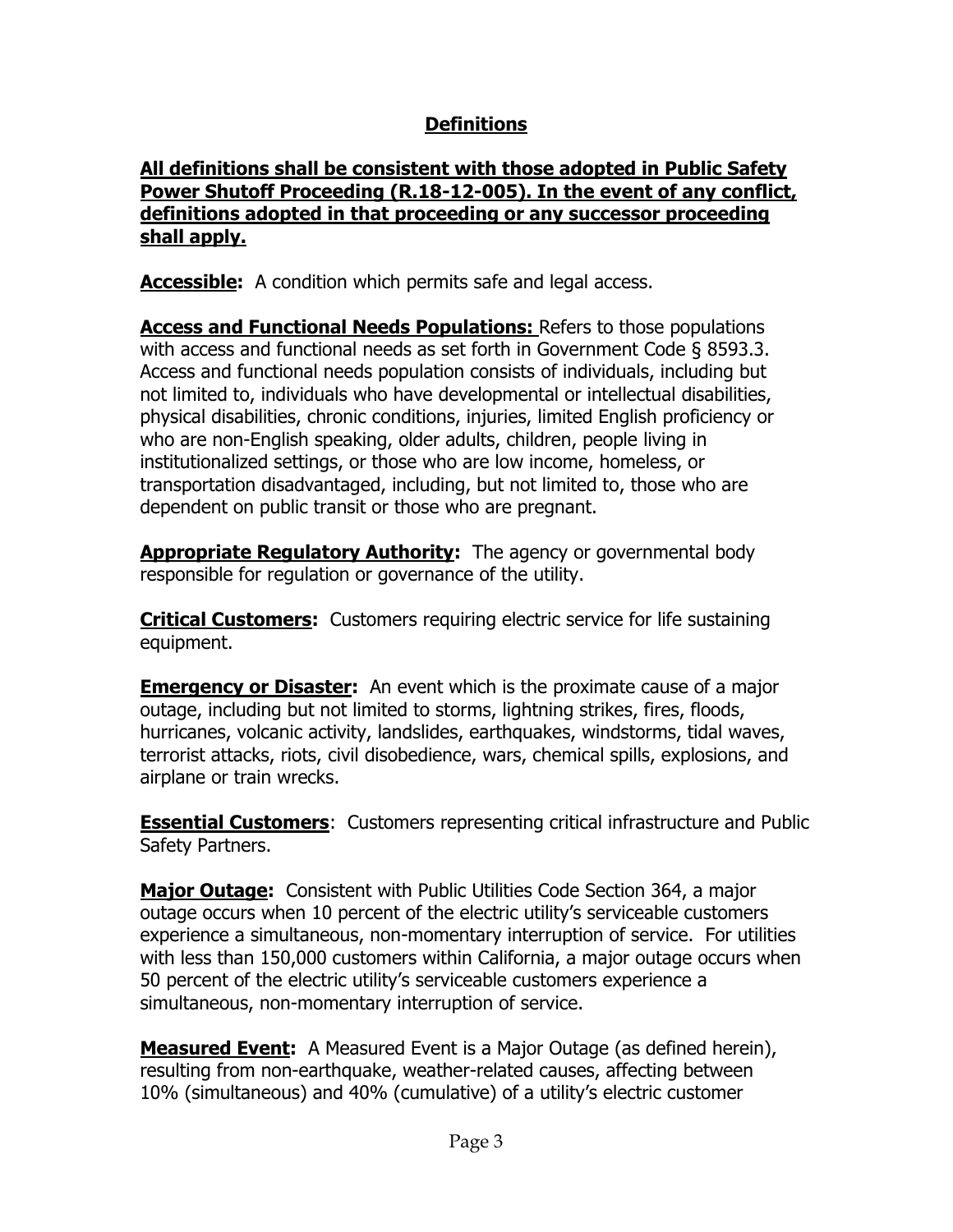## Definitions

**All definitions shall be consistent with those adopted in Public Safety Power Shutoff Proceeding (R.18-12-005). In the event of any conflict, definitions adopted in that proceeding or any successor proceeding shall apply.**

**Accessible:** A condition which permits safe and legal access.

**Access and Functional Needs Populations:** Refers to those populations with access and functional needs as set forth in Government Code § 8593.3. Access and functional needs population consists of individuals, including but not limited to, individuals who have developmental or intellectual disabilities, physical disabilities, chronic conditions, injuries, limited English proficiency or who are non-English speaking, older adults, children, people living in institutionalized settings, or those who are low income, homeless, or transportation disadvantaged, including, but not limited to, those who are dependent on public transit or those who are pregnant.

**Appropriate Regulatory Authority:** The agency or governmental body responsible for regulation or governance of the utility.

**Critical Customers:** Customers requiring electric service for life sustaining equipment.

**Emergency or Disaster:** An event which is the proximate cause of a major outage, including but not limited to storms, lightning strikes, fires, floods, hurricanes, volcanic activity, landslides, earthquakes, windstorms, tidal waves, terrorist attacks, riots, civil disobedience, wars, chemical spills, explosions, and airplane or train wrecks.

**Essential Customers**: Customers representing critical infrastructure and Public Safety Partners.

**Major Outage:** Consistent with Public Utilities Code Section 364, a major outage occurs when 10 percent of the electric utility's serviceable customers experience a simultaneous, non-momentary interruption of service. For utilities with less than 150,000 customers within California, a major outage occurs when 50 percent of the electric utility's serviceable customers experience a simultaneous, non-momentary interruption of service.

**Measured Event:** A Measured Event is a Major Outage (as defined herein), resulting from non-earthquake, weather-related causes, affecting between 10% (simultaneous) and 40% (cumulative) of a utility's electric customer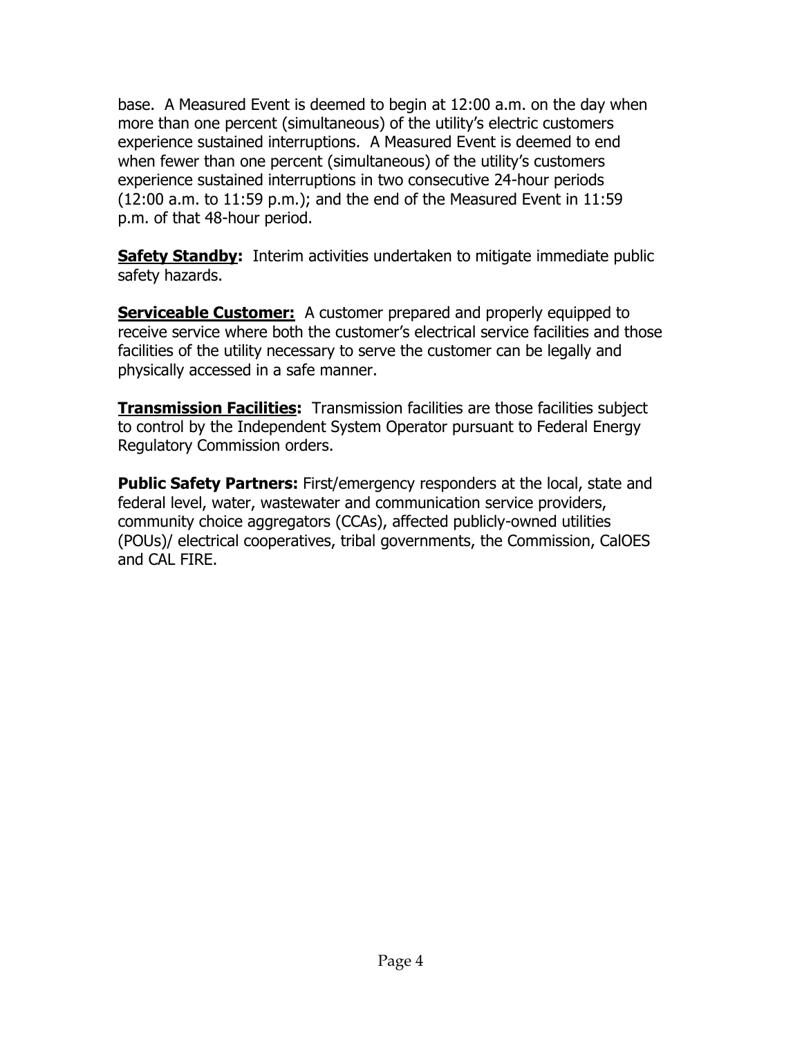base. A Measured Event is deemed to begin at 12:00 a.m. on the day when more than one percent (simultaneous) of the utility's electric customers experience sustained interruptions. A Measured Event is deemed to end when fewer than one percent (simultaneous) of the utility's customers experience sustained interruptions in two consecutive 24-hour periods (12:00 a.m. to 11:59 p.m.); and the end of the Measured Event in 11:59 p.m. of that 48-hour period.

**Safety Standby:** Interim activities undertaken to mitigate immediate public safety hazards.

**Serviceable Customer:** A customer prepared and properly equipped to receive service where both the customer's electrical service facilities and those facilities of the utility necessary to serve the customer can be legally and physically accessed in a safe manner.

**Transmission Facilities:** Transmission facilities are those facilities subject to control by the Independent System Operator pursuant to Federal Energy Regulatory Commission orders.

**Public Safety Partners:** First/emergency responders at the local, state and federal level, water, wastewater and communication service providers, community choice aggregators (CCAs), affected publicly-owned utilities (POUs)/ electrical cooperatives, tribal governments, the Commission, CalOES and CAL FIRE.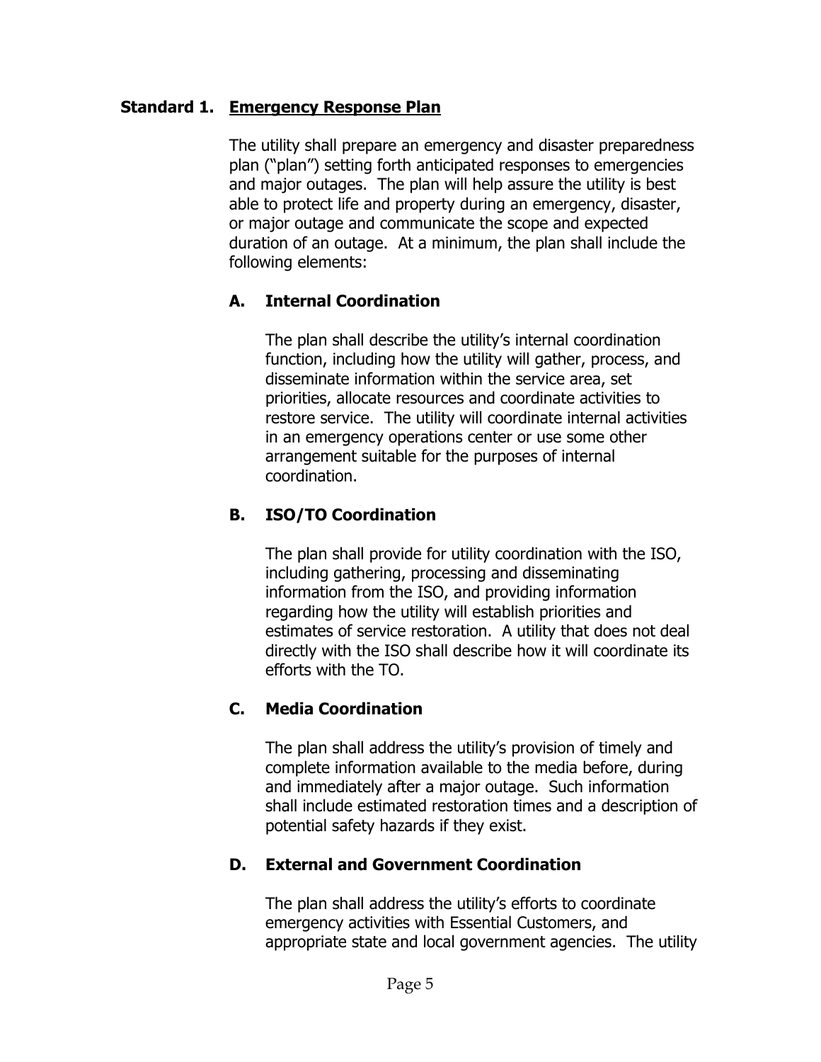## Standard 1. <u>Emergency Response Plan</u>

The utility shall prepare an emergency and disaster preparedness plan ("plan") setting forth anticipated responses to emergencies and major outages. The plan will help assure the utility is best able to protect life and property during an emergency, disaster, or major outage and communicate the scope and expected duration of an outage. At a minimum, the plan shall include the following elements:

### A. Internal Coordination

The plan shall describe the utility's internal coordination function, including how the utility will gather, process, and disseminate information within the service area, set priorities, allocate resources and coordinate activities to restore service. The utility will coordinate internal activities in an emergency operations center or use some other arrangement suitable for the purposes of internal coordination.

### B. ISO/TO Coordination

The plan shall provide for utility coordination with the ISO, including gathering, processing and disseminating information from the ISO, and providing information regarding how the utility will establish priorities and estimates of service restoration. A utility that does not deal directly with the ISO shall describe how it will coordinate its efforts with the TO.

### C. Media Coordination

The plan shall address the utility's provision of timely and complete information available to the media before, during and immediately after a major outage. Such information shall include estimated restoration times and a description of potential safety hazards if they exist.

### D. External and Government Coordination

The plan shall address the utility's efforts to coordinate emergency activities with Essential Customers, and appropriate state and local government agencies. The utility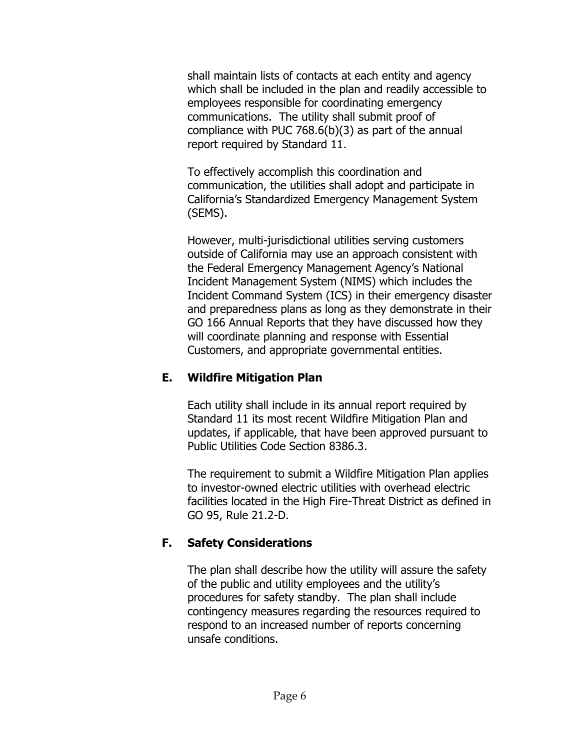shall maintain lists of contacts at each entity and agency which shall be included in the plan and readily accessible to employees responsible for coordinating emergency communications. The utility shall submit proof of compliance with PUC 768.6(b)(3) as part of the annual report required by Standard 11.

To effectively accomplish this coordination and communication, the utilities shall adopt and participate in California's Standardized Emergency Management System (SEMS).

However, multi-jurisdictional utilities serving customers outside of California may use an approach consistent with the Federal Emergency Management Agency's National Incident Management System (NIMS) which includes the Incident Command System (ICS) in their emergency disaster and preparedness plans as long as they demonstrate in their GO 166 Annual Reports that they have discussed how they will coordinate planning and response with Essential Customers, and appropriate governmental entities.

### E. Wildfire Mitigation Plan

Each utility shall include in its annual report required by Standard 11 its most recent Wildfire Mitigation Plan and updates, if applicable, that have been approved pursuant to Public Utilities Code Section 8386.3.

The requirement to submit a Wildfire Mitigation Plan applies to investor-owned electric utilities with overhead electric facilities located in the High Fire-Threat District as defined in GO 95, Rule 21.2-D.

### F. Safety Considerations

The plan shall describe how the utility will assure the safety of the public and utility employees and the utility's procedures for safety standby. The plan shall include contingency measures regarding the resources required to respond to an increased number of reports concerning unsafe conditions.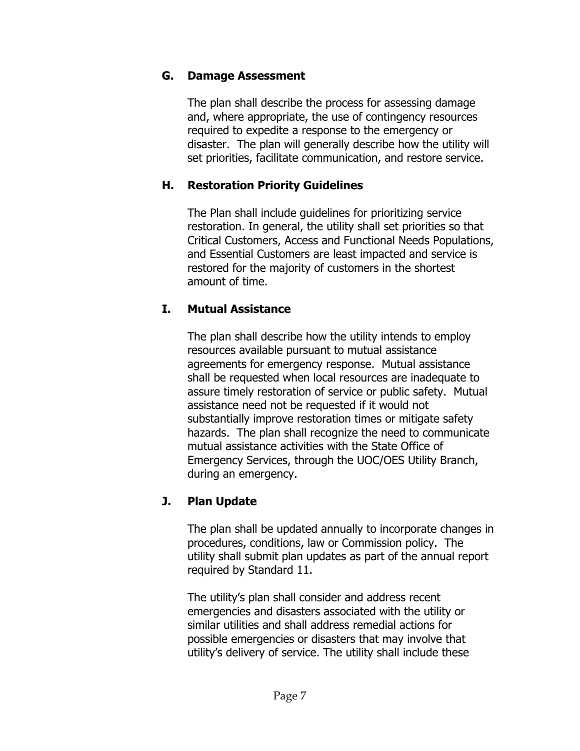### G. Damage Assessment

The plan shall describe the process for assessing damage and, where appropriate, the use of contingency resources required to expedite a response to the emergency or disaster. The plan will generally describe how the utility will set priorities, facilitate communication, and restore service.

### H. Restoration Priority Guidelines

The Plan shall include guidelines for prioritizing service restoration. In general, the utility shall set priorities so that Critical Customers, Access and Functional Needs Populations, and Essential Customers are least impacted and service is restored for the majority of customers in the shortest amount of time.

### I. Mutual Assistance

The plan shall describe how the utility intends to employ resources available pursuant to mutual assistance agreements for emergency response. Mutual assistance shall be requested when local resources are inadequate to assure timely restoration of service or public safety. Mutual assistance need not be requested if it would not substantially improve restoration times or mitigate safety hazards. The plan shall recognize the need to communicate mutual assistance activities with the State Office of Emergency Services, through the UOC/OES Utility Branch, during an emergency.

### J. Plan Update

The plan shall be updated annually to incorporate changes in procedures, conditions, law or Commission policy. The utility shall submit plan updates as part of the annual report required by Standard 11.

The utility's plan shall consider and address recent emergencies and disasters associated with the utility or similar utilities and shall address remedial actions for possible emergencies or disasters that may involve that utility's delivery of service. The utility shall include these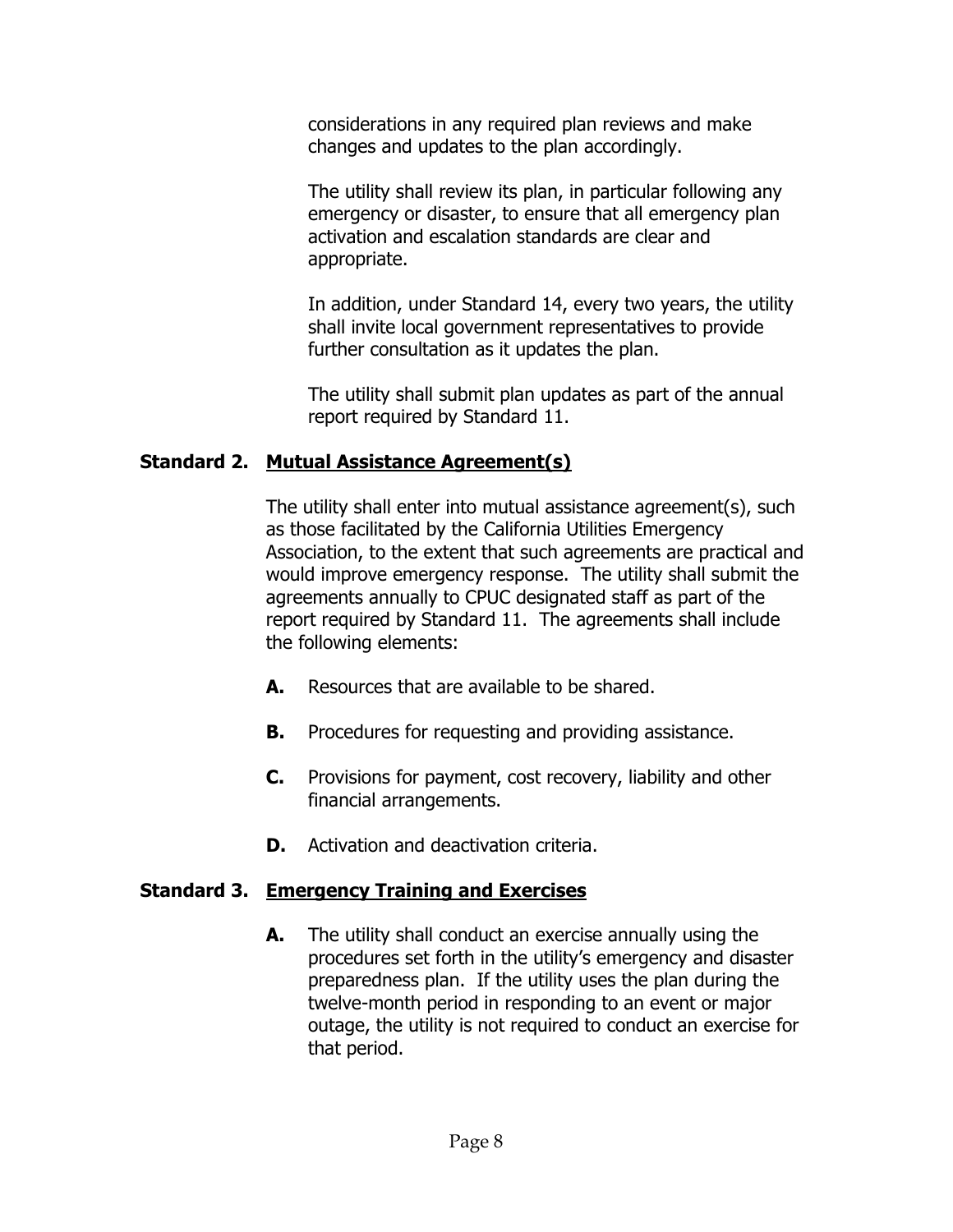considerations in any required plan reviews and make changes and updates to the plan accordingly.

The utility shall review its plan, in particular following any emergency or disaster, to ensure that all emergency plan activation and escalation standards are clear and appropriate.

In addition, under Standard 14, every two years, the utility shall invite local government representatives to provide further consultation as it updates the plan.

The utility shall submit plan updates as part of the annual report required by Standard 11.

### Standard 2. Mutual Assistance Agreement(s)

The utility shall enter into mutual assistance agreement(s), such as those facilitated by the California Utilities Emergency Association, to the extent that such agreements are practical and would improve emergency response. The utility shall submit the agreements annually to CPUC designated staff as part of the report required by Standard 11. The agreements shall include the following elements:

**A.** Resources that are available to be shared.

**B.** Procedures for requesting and providing assistance.

**C.** Provisions for payment, cost recovery, liability and other financial arrangements.

**D.** Activation and deactivation criteria.

### Standard 3. Emergency Training and Exercises

**A.** The utility shall conduct an exercise annually using the procedures set forth in the utility's emergency and disaster preparedness plan. If the utility uses the plan during the twelve-month period in responding to an event or major outage, the utility is not required to conduct an exercise for that period.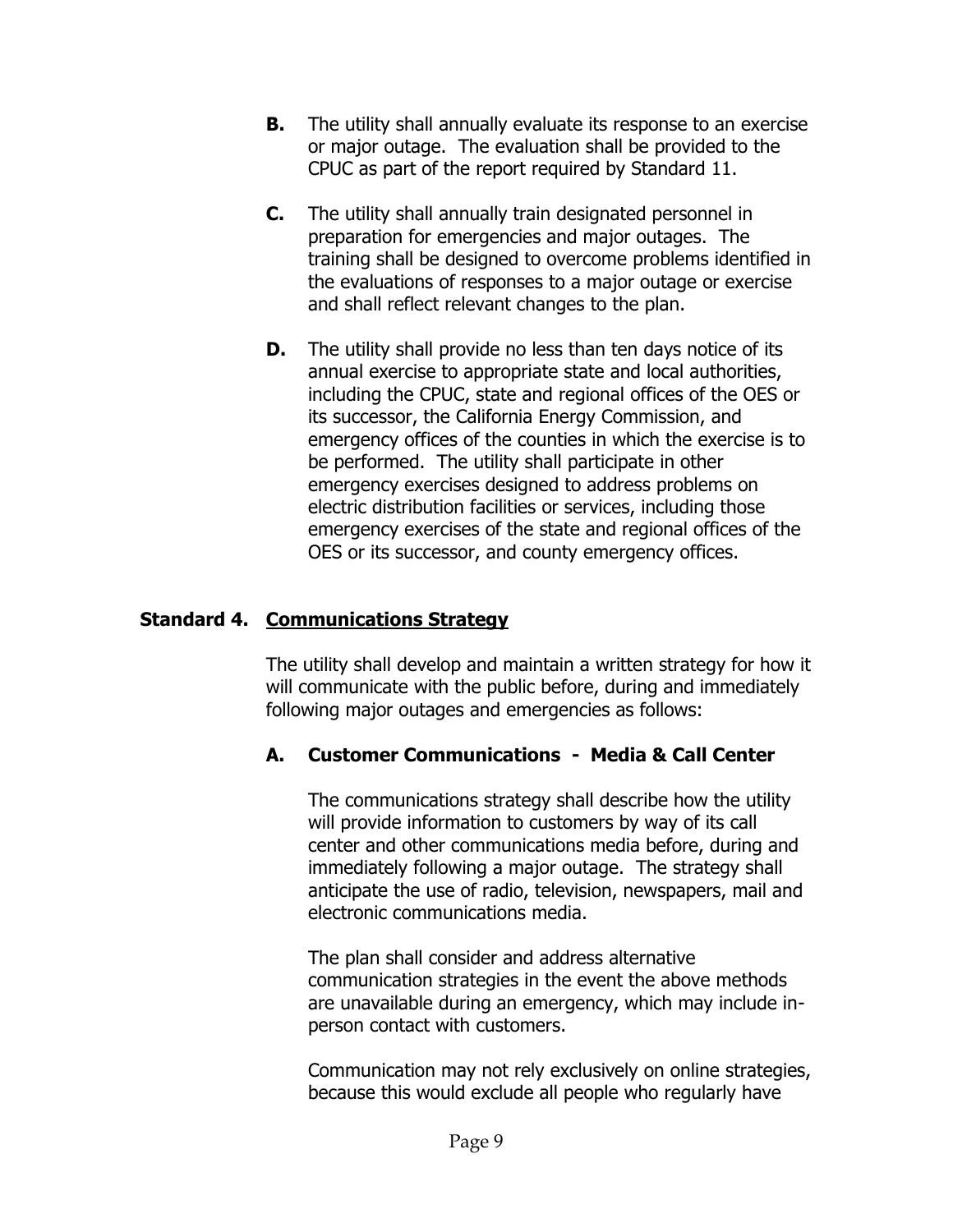**B.** The utility shall annually evaluate its response to an exercise or major outage. The evaluation shall be provided to the CPUC as part of the report required by Standard 11.

**C.** The utility shall annually train designated personnel in preparation for emergencies and major outages. The training shall be designed to overcome problems identified in the evaluations of responses to a major outage or exercise and shall reflect relevant changes to the plan.

**D.** The utility shall provide no less than ten days notice of its annual exercise to appropriate state and local authorities, including the CPUC, state and regional offices of the OES or its successor, the California Energy Commission, and emergency offices of the counties in which the exercise is to be performed. The utility shall participate in other emergency exercises designed to address problems on electric distribution facilities or services, including those emergency exercises of the state and regional offices of the OES or its successor, and county emergency offices.

## Standard 4. Communications Strategy

The utility shall develop and maintain a written strategy for how it will communicate with the public before, during and immediately following major outages and emergencies as follows:

### A. Customer Communications - Media & Call Center

The communications strategy shall describe how the utility will provide information to customers by way of its call center and other communications media before, during and immediately following a major outage. The strategy shall anticipate the use of radio, television, newspapers, mail and electronic communications media.

The plan shall consider and address alternative communication strategies in the event the above methods are unavailable during an emergency, which may include in-person contact with customers.

Communication may not rely exclusively on online strategies, because this would exclude all people who regularly have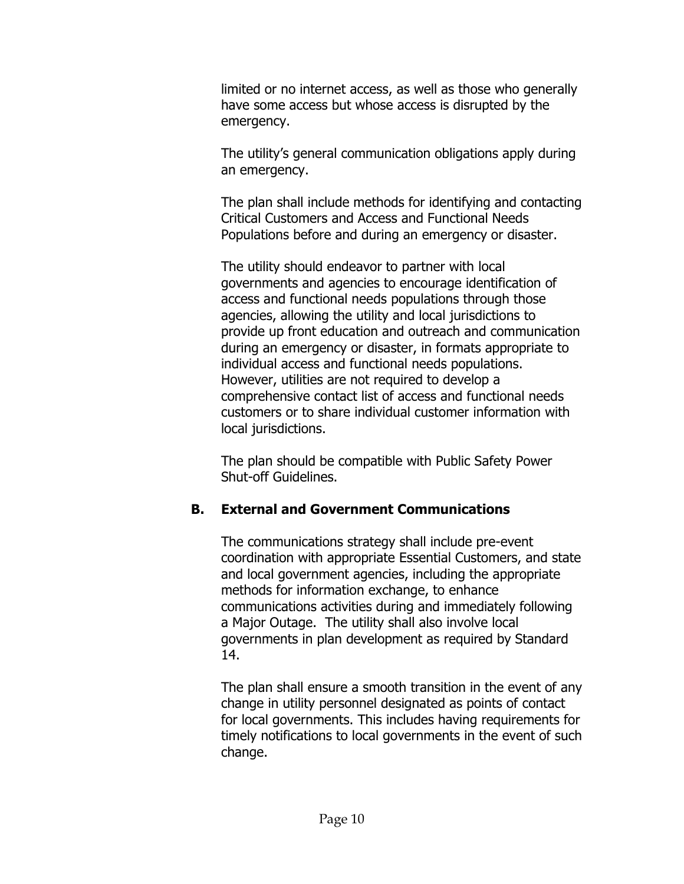limited or no internet access, as well as those who generally have some access but whose access is disrupted by the emergency.

The utility's general communication obligations apply during an emergency.

The plan shall include methods for identifying and contacting Critical Customers and Access and Functional Needs Populations before and during an emergency or disaster.

The utility should endeavor to partner with local governments and agencies to encourage identification of access and functional needs populations through those agencies, allowing the utility and local jurisdictions to provide up front education and outreach and communication during an emergency or disaster, in formats appropriate to individual access and functional needs populations. However, utilities are not required to develop a comprehensive contact list of access and functional needs customers or to share individual customer information with local jurisdictions.

The plan should be compatible with Public Safety Power Shut-off Guidelines.

### B. External and Government Communications

The communications strategy shall include pre-event coordination with appropriate Essential Customers, and state and local government agencies, including the appropriate methods for information exchange, to enhance communications activities during and immediately following a Major Outage. The utility shall also involve local governments in plan development as required by Standard 14.

The plan shall ensure a smooth transition in the event of any change in utility personnel designated as points of contact for local governments. This includes having requirements for timely notifications to local governments in the event of such change.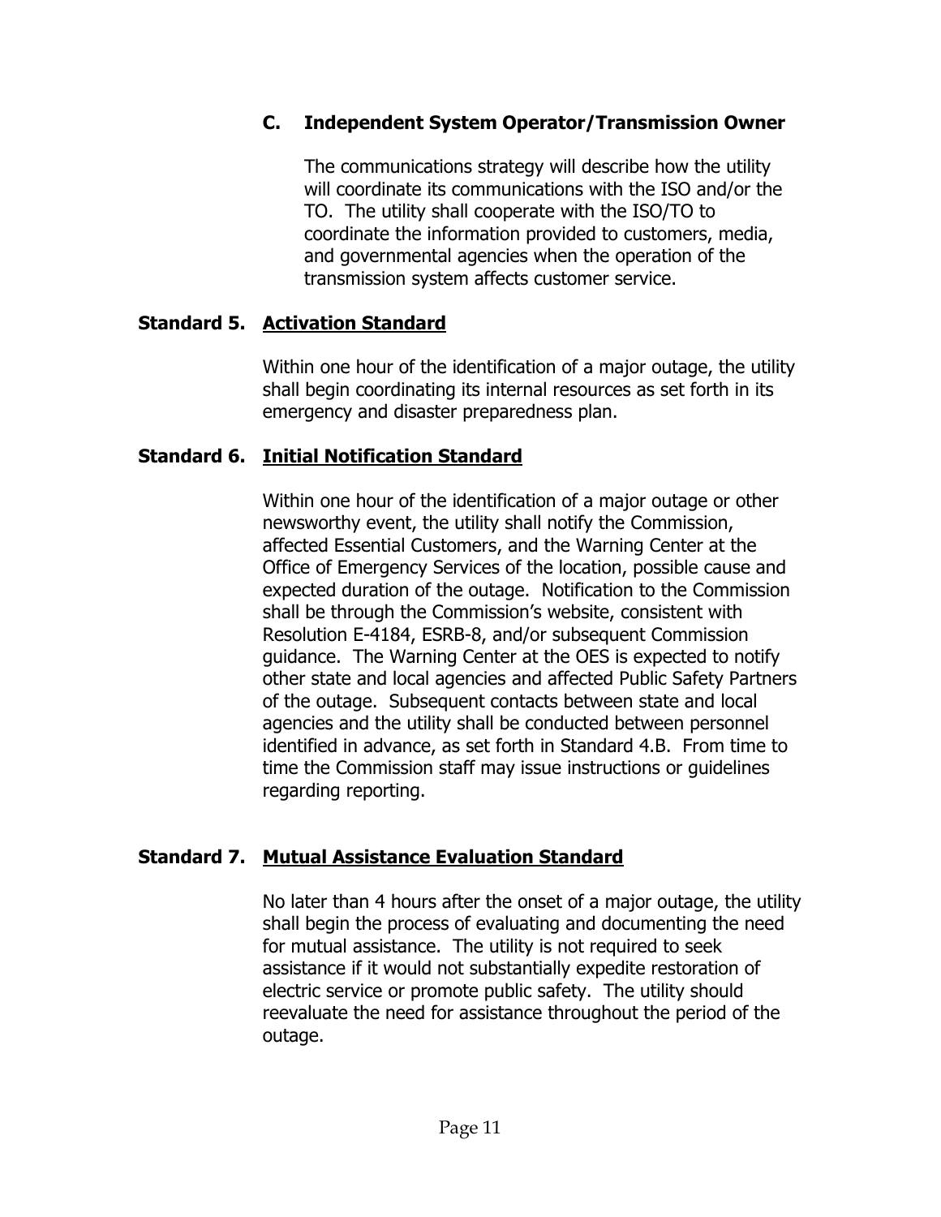### C. Independent System Operator/Transmission Owner

The communications strategy will describe how the utility will coordinate its communications with the ISO and/or the TO. The utility shall cooperate with the ISO/TO to coordinate the information provided to customers, media, and governmental agencies when the operation of the transmission system affects customer service.

## Standard 5. Activation Standard

Within one hour of the identification of a major outage, the utility shall begin coordinating its internal resources as set forth in its emergency and disaster preparedness plan.

## Standard 6. Initial Notification Standard

Within one hour of the identification of a major outage or other newsworthy event, the utility shall notify the Commission, affected Essential Customers, and the Warning Center at the Office of Emergency Services of the location, possible cause and expected duration of the outage. Notification to the Commission shall be through the Commission's website, consistent with Resolution E-4184, ESRB-8, and/or subsequent Commission guidance. The Warning Center at the OES is expected to notify other state and local agencies and affected Public Safety Partners of the outage. Subsequent contacts between state and local agencies and the utility shall be conducted between personnel identified in advance, as set forth in Standard 4.B. From time to time the Commission staff may issue instructions or guidelines regarding reporting.

## Standard 7. Mutual Assistance Evaluation Standard

No later than 4 hours after the onset of a major outage, the utility shall begin the process of evaluating and documenting the need for mutual assistance. The utility is not required to seek assistance if it would not substantially expedite restoration of electric service or promote public safety. The utility should reevaluate the need for assistance throughout the period of the outage.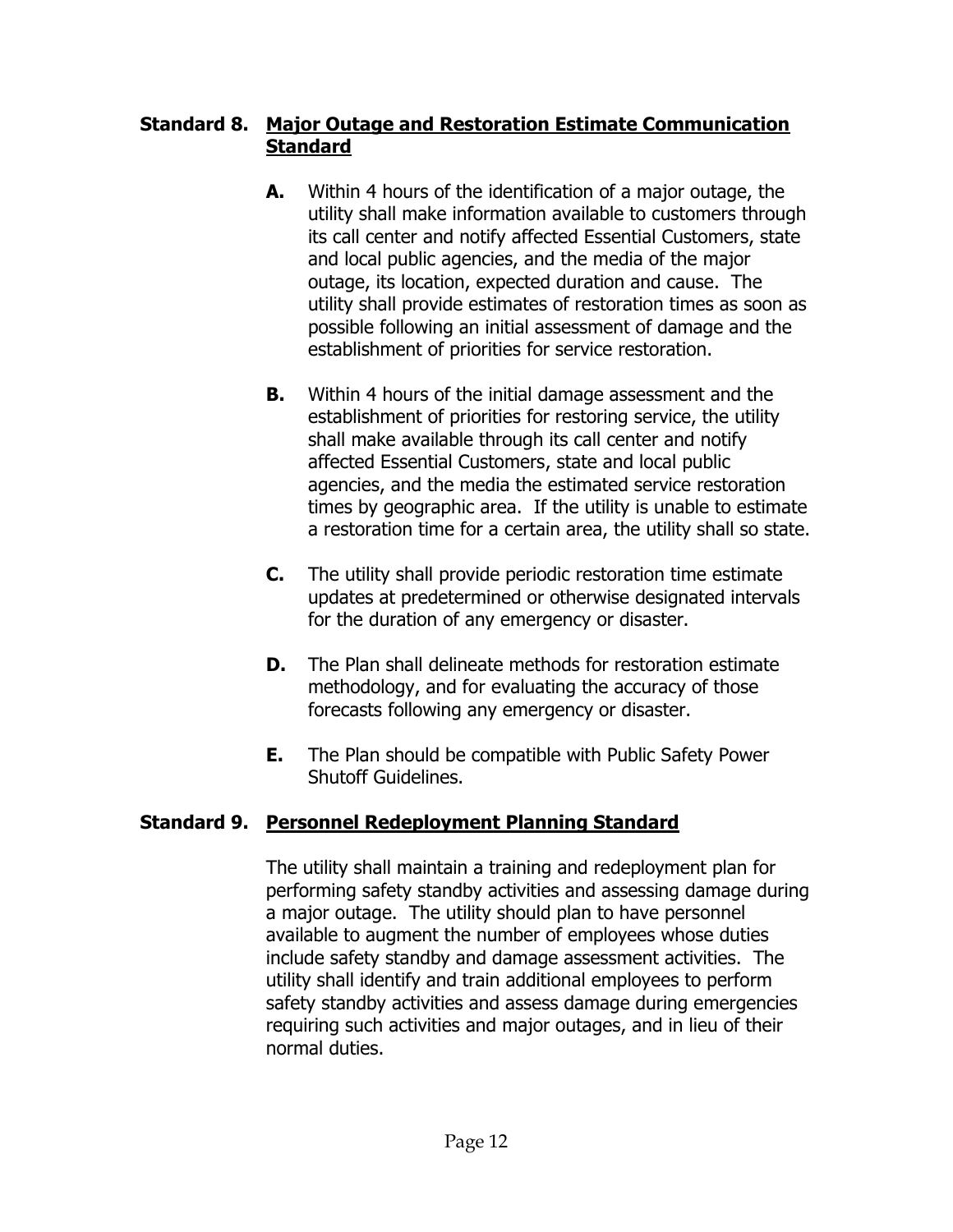## Standard 8. <u>Major Outage and Restoration Estimate Communication Standard</u>

**A.** Within 4 hours of the identification of a major outage, the utility shall make information available to customers through its call center and notify affected Essential Customers, state and local public agencies, and the media of the major outage, its location, expected duration and cause. The utility shall provide estimates of restoration times as soon as possible following an initial assessment of damage and the establishment of priorities for service restoration.

**B.** Within 4 hours of the initial damage assessment and the establishment of priorities for restoring service, the utility shall make available through its call center and notify affected Essential Customers, state and local public agencies, and the media the estimated service restoration times by geographic area. If the utility is unable to estimate a restoration time for a certain area, the utility shall so state.

**C.** The utility shall provide periodic restoration time estimate updates at predetermined or otherwise designated intervals for the duration of any emergency or disaster.

**D.** The Plan shall delineate methods for restoration estimate methodology, and for evaluating the accuracy of those forecasts following any emergency or disaster.

**E.** The Plan should be compatible with Public Safety Power Shutoff Guidelines.

## Standard 9. <u>Personnel Redeployment Planning Standard</u>

The utility shall maintain a training and redeployment plan for performing safety standby activities and assessing damage during a major outage. The utility should plan to have personnel available to augment the number of employees whose duties include safety standby and damage assessment activities. The utility shall identify and train additional employees to perform safety standby activities and assess damage during emergencies requiring such activities and major outages, and in lieu of their normal duties.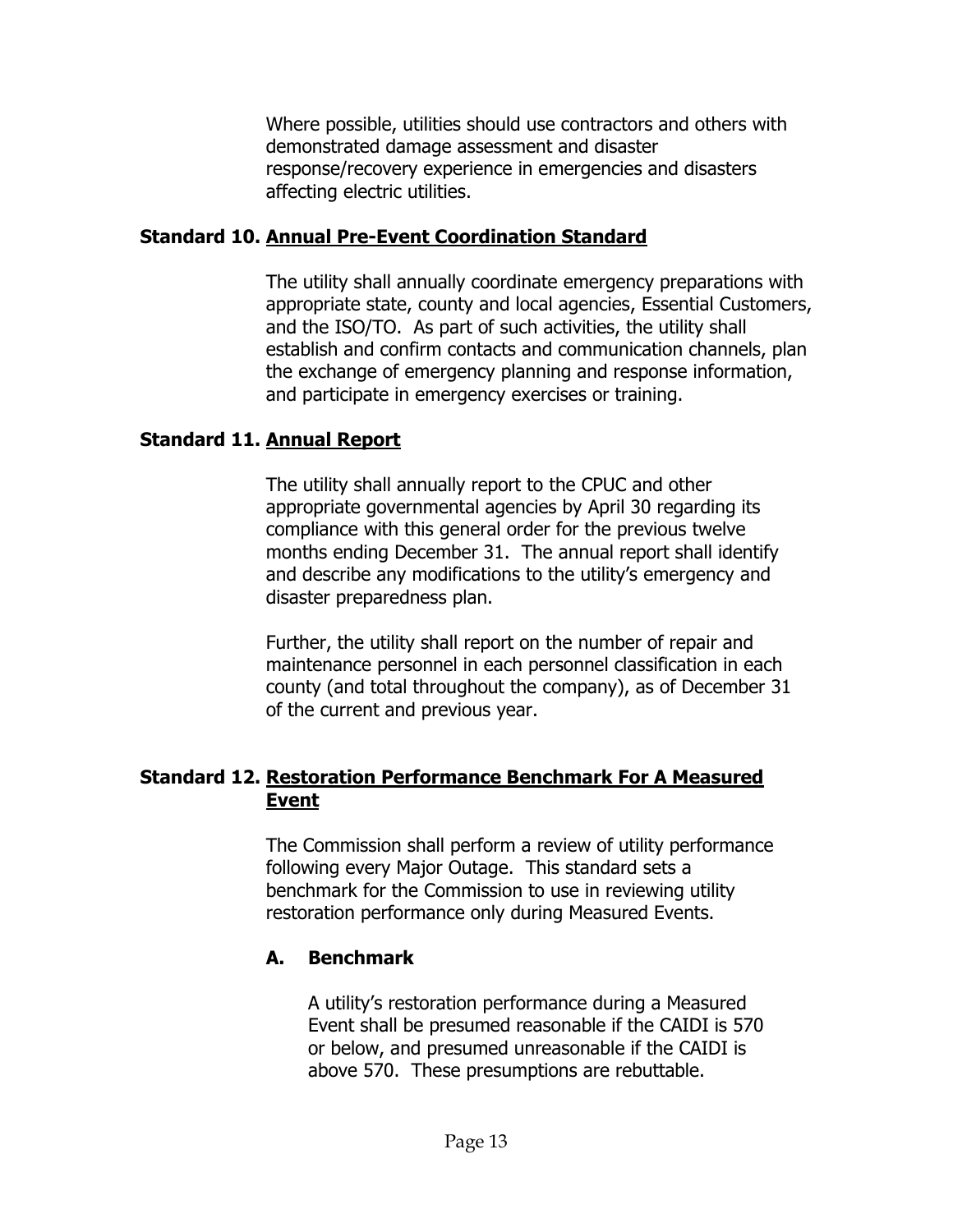Where possible, utilities should use contractors and others with demonstrated damage assessment and disaster response/recovery experience in emergencies and disasters affecting electric utilities.

### Standard 10. <u>Annual Pre-Event Coordination Standard</u>

The utility shall annually coordinate emergency preparations with appropriate state, county and local agencies, Essential Customers, and the ISO/TO. As part of such activities, the utility shall establish and confirm contacts and communication channels, plan the exchange of emergency planning and response information, and participate in emergency exercises or training.

### Standard 11. <u>Annual Report</u>

The utility shall annually report to the CPUC and other appropriate governmental agencies by April 30 regarding its compliance with this general order for the previous twelve months ending December 31. The annual report shall identify and describe any modifications to the utility's emergency and disaster preparedness plan.

Further, the utility shall report on the number of repair and maintenance personnel in each personnel classification in each county (and total throughout the company), as of December 31 of the current and previous year.

### Standard 12. <u>Restoration Performance Benchmark For A Measured Event</u>

The Commission shall perform a review of utility performance following every Major Outage. This standard sets a benchmark for the Commission to use in reviewing utility restoration performance only during Measured Events.

#### A. Benchmark

A utility's restoration performance during a Measured Event shall be presumed reasonable if the CAIDI is 570 or below, and presumed unreasonable if the CAIDI is above 570. These presumptions are rebuttable.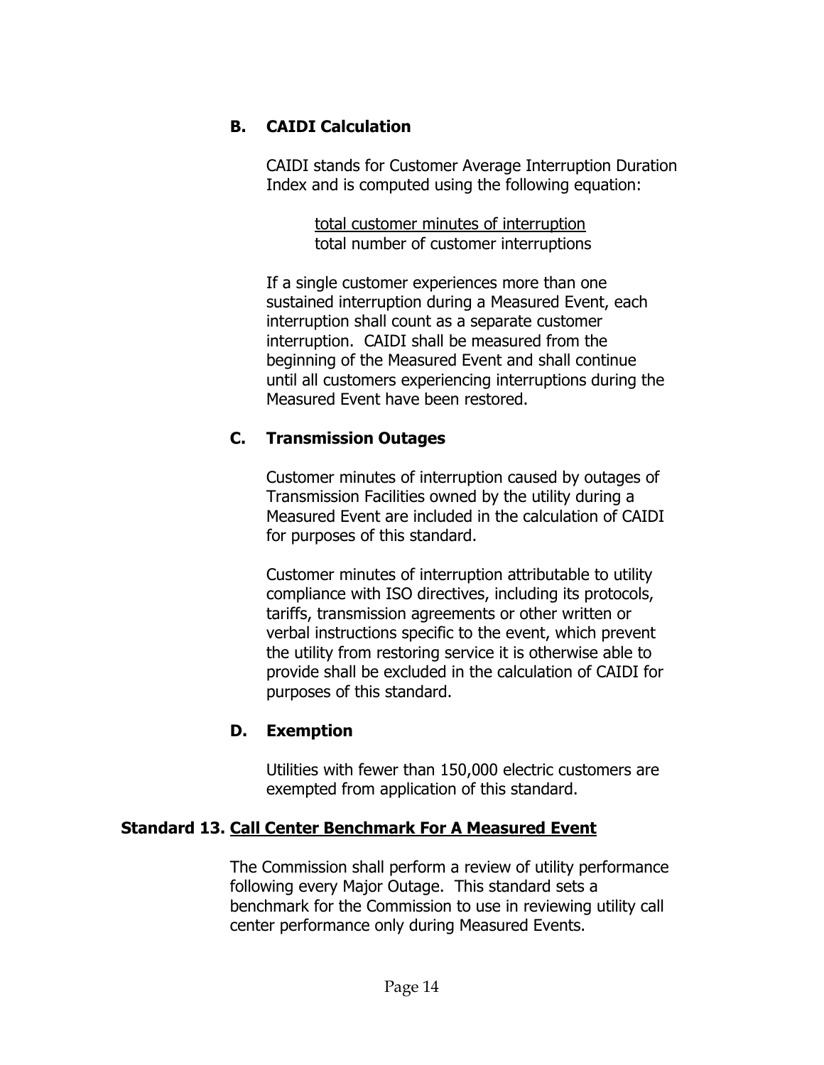### B. CAIDI Calculation

CAIDI stands for Customer Average Interruption Duration Index and is computed using the following equation:

$$\frac{\text{total customer minutes of interruption}}{\text{total number of customer interruptions}}$$

If a single customer experiences more than one sustained interruption during a Measured Event, each interruption shall count as a separate customer interruption. CAIDI shall be measured from the beginning of the Measured Event and shall continue until all customers experiencing interruptions during the Measured Event have been restored.

### C. Transmission Outages

Customer minutes of interruption caused by outages of Transmission Facilities owned by the utility during a Measured Event are included in the calculation of CAIDI for purposes of this standard.

Customer minutes of interruption attributable to utility compliance with ISO directives, including its protocols, tariffs, transmission agreements or other written or verbal instructions specific to the event, which prevent the utility from restoring service it is otherwise able to provide shall be excluded in the calculation of CAIDI for purposes of this standard.

### D. Exemption

Utilities with fewer than 150,000 electric customers are exempted from application of this standard.

## Standard 13. <u>Call Center Benchmark For A Measured Event</u>

The Commission shall perform a review of utility performance following every Major Outage. This standard sets a benchmark for the Commission to use in reviewing utility call center performance only during Measured Events.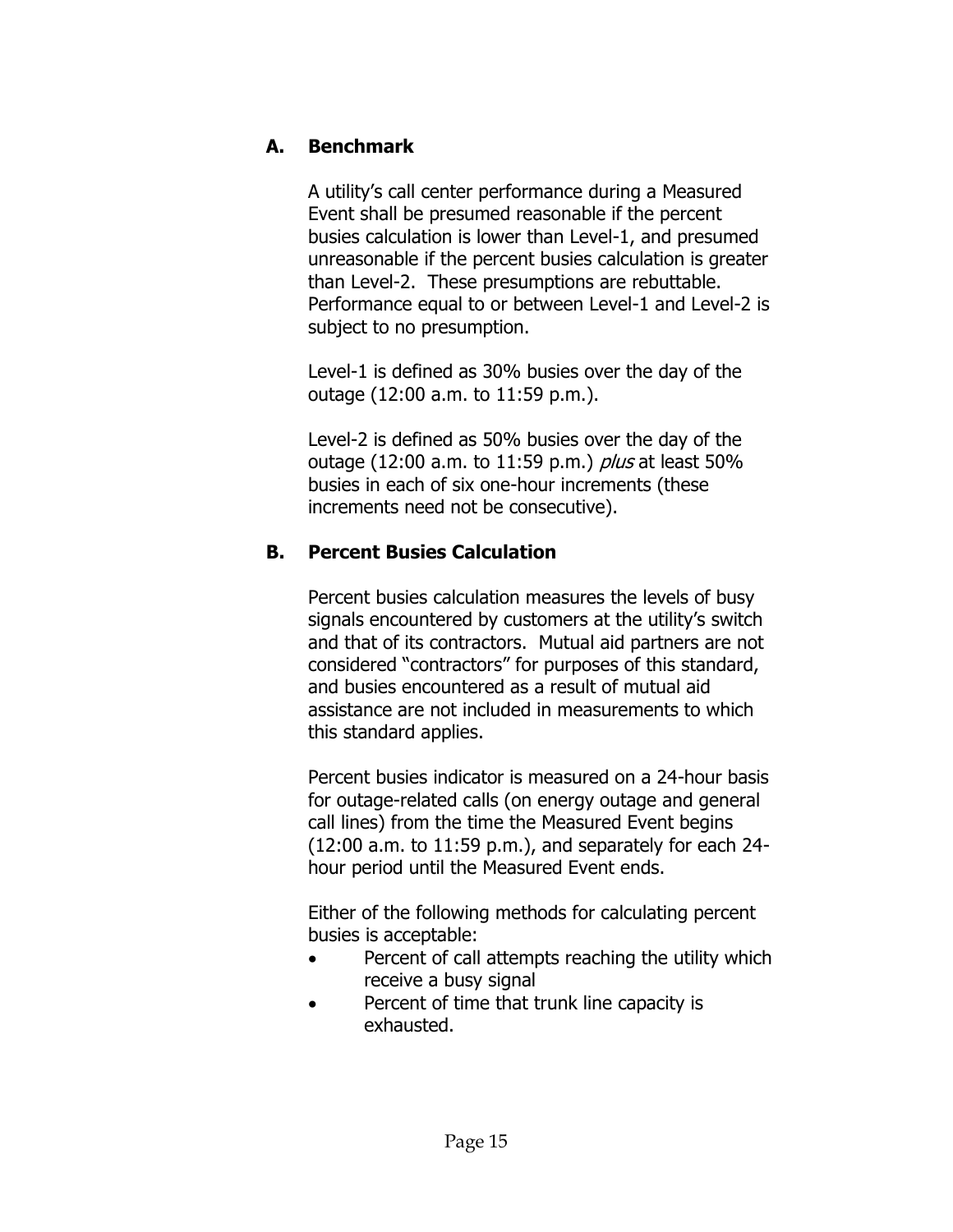### A. Benchmark

A utility's call center performance during a Measured Event shall be presumed reasonable if the percent busies calculation is lower than Level-1, and presumed unreasonable if the percent busies calculation is greater than Level-2. These presumptions are rebuttable. Performance equal to or between Level-1 and Level-2 is subject to no presumption.

Level-1 is defined as 30% busies over the day of the outage (12:00 a.m. to 11:59 p.m.).

Level-2 is defined as 50% busies over the day of the outage (12:00 a.m. to 11:59 p.m.) *plus* at least 50% busies in each of six one-hour increments (these increments need not be consecutive).

### B. Percent Busies Calculation

Percent busies calculation measures the levels of busy signals encountered by customers at the utility's switch and that of its contractors. Mutual aid partners are not considered "contractors" for purposes of this standard, and busies encountered as a result of mutual aid assistance are not included in measurements to which this standard applies.

Percent busies indicator is measured on a 24-hour basis for outage-related calls (on energy outage and general call lines) from the time the Measured Event begins (12:00 a.m. to 11:59 p.m.), and separately for each 24-hour period until the Measured Event ends.

Either of the following methods for calculating percent busies is acceptable:

- Percent of call attempts reaching the utility which receive a busy signal
- Percent of time that trunk line capacity is exhausted.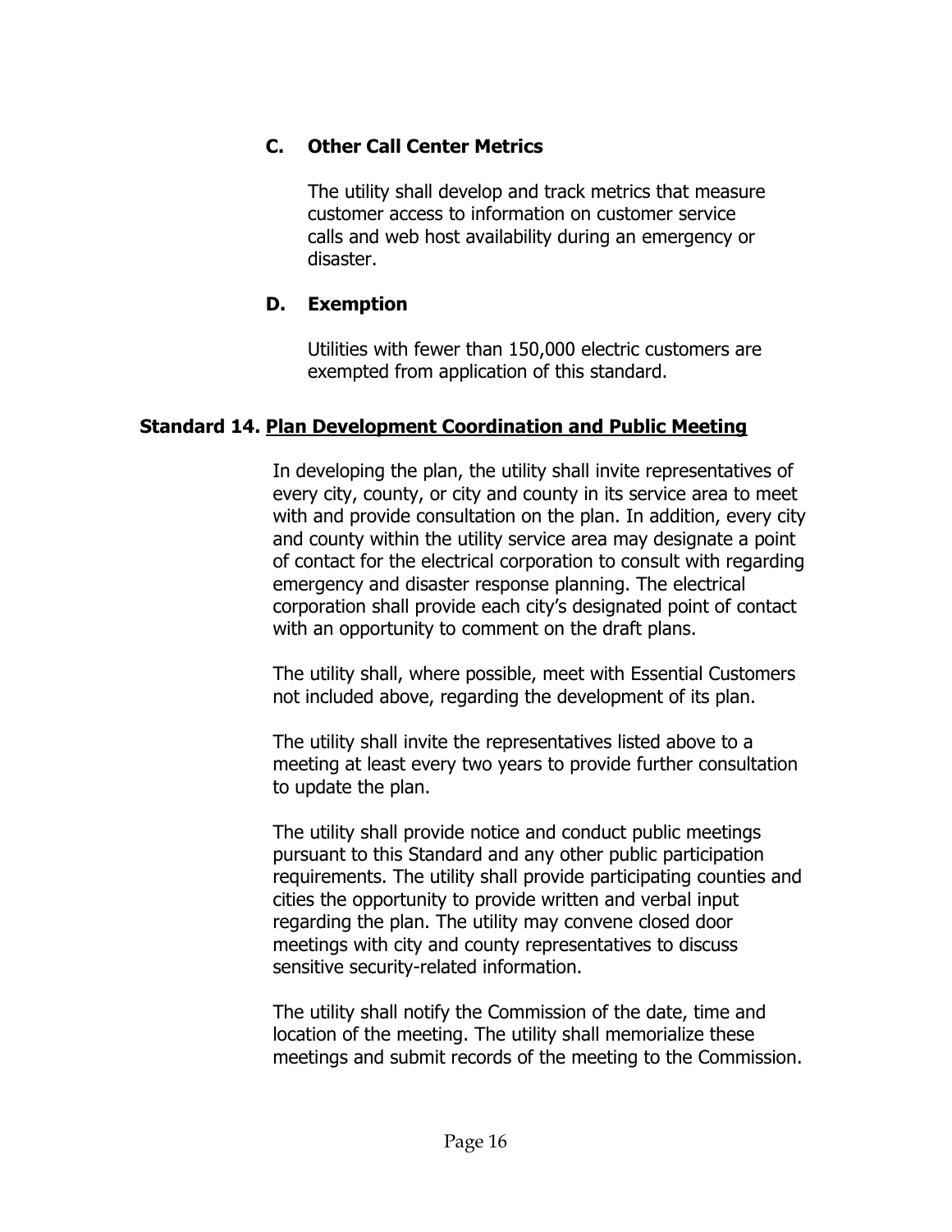### C. Other Call Center Metrics

The utility shall develop and track metrics that measure customer access to information on customer service calls and web host availability during an emergency or disaster.

### D. Exemption

Utilities with fewer than 150,000 electric customers are exempted from application of this standard.

## Standard 14. <u>Plan Development Coordination and Public Meeting</u>

In developing the plan, the utility shall invite representatives of every city, county, or city and county in its service area to meet with and provide consultation on the plan. In addition, every city and county within the utility service area may designate a point of contact for the electrical corporation to consult with regarding emergency and disaster response planning. The electrical corporation shall provide each city's designated point of contact with an opportunity to comment on the draft plans.

The utility shall, where possible, meet with Essential Customers not included above, regarding the development of its plan.

The utility shall invite the representatives listed above to a meeting at least every two years to provide further consultation to update the plan.

The utility shall provide notice and conduct public meetings pursuant to this Standard and any other public participation requirements. The utility shall provide participating counties and cities the opportunity to provide written and verbal input regarding the plan. The utility may convene closed door meetings with city and county representatives to discuss sensitive security-related information.

The utility shall notify the Commission of the date, time and location of the meeting. The utility shall memorialize these meetings and submit records of the meeting to the Commission.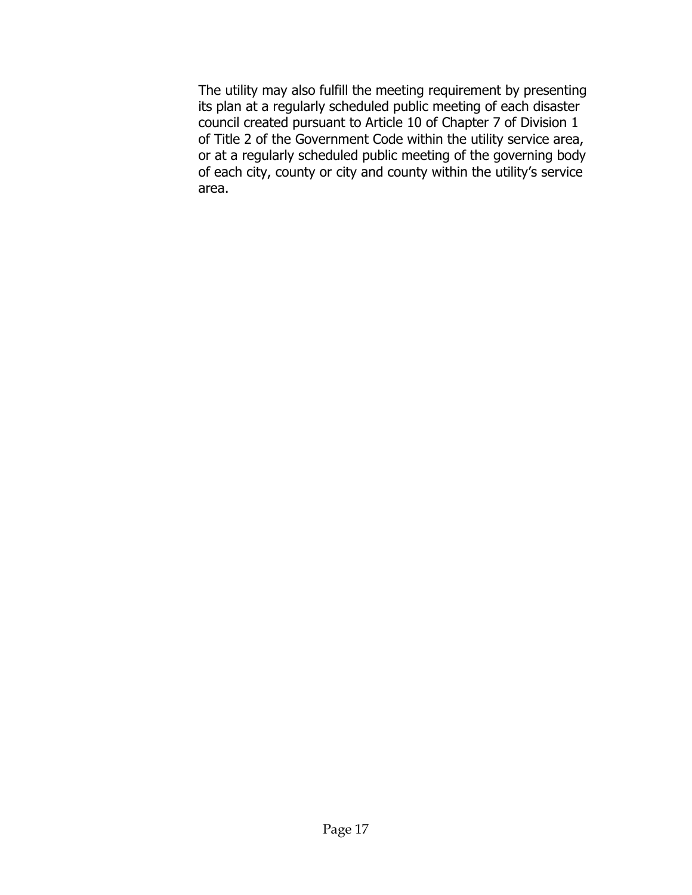The utility may also fulfill the meeting requirement by presenting its plan at a regularly scheduled public meeting of each disaster council created pursuant to Article 10 of Chapter 7 of Division 1 of Title 2 of the Government Code within the utility service area, or at a regularly scheduled public meeting of the governing body of each city, county or city and county within the utility's service area.